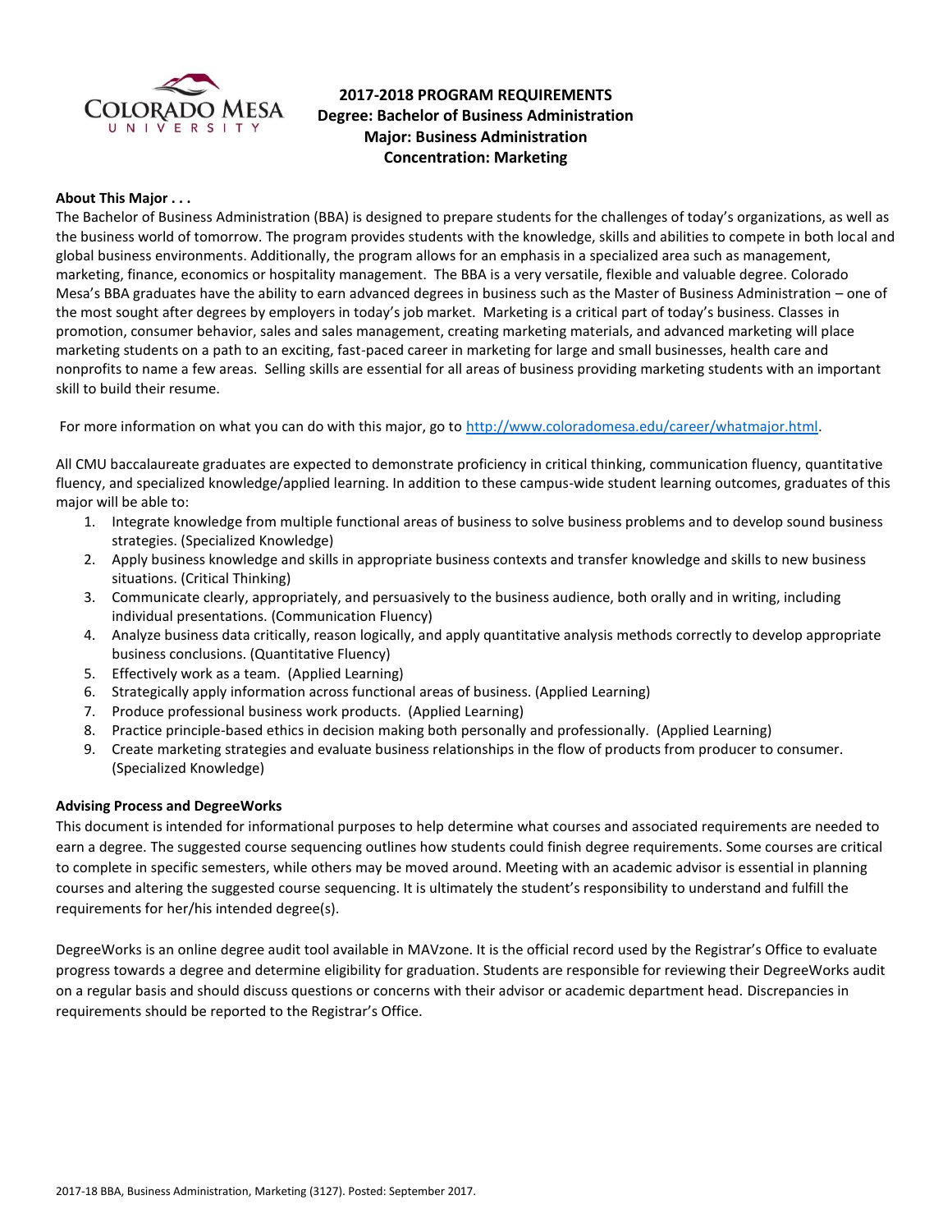# 2017-2018 PROGRAM REQUIREMENTS
## Degree: Bachelor of Business Administration
## Major: Business Administration
## Concentration: Marketing

**About This Major . . .**

The Bachelor of Business Administration (BBA) is designed to prepare students for the challenges of today's organizations, as well as the business world of tomorrow. The program provides students with the knowledge, skills and abilities to compete in both local and global business environments. Additionally, the program allows for an emphasis in a specialized area such as management, marketing, finance, economics or hospitality management. The BBA is a very versatile, flexible and valuable degree. Colorado Mesa's BBA graduates have the ability to earn advanced degrees in business such as the Master of Business Administration – one of the most sought after degrees by employers in today's job market. Marketing is a critical part of today's business. Classes in promotion, consumer behavior, sales and sales management, creating marketing materials, and advanced marketing will place marketing students on a path to an exciting, fast-paced career in marketing for large and small businesses, health care and nonprofits to name a few areas. Selling skills are essential for all areas of business providing marketing students with an important skill to build their resume.

For more information on what you can do with this major, go to http://www.coloradomesa.edu/career/whatmajor.html.

All CMU baccalaureate graduates are expected to demonstrate proficiency in critical thinking, communication fluency, quantitative fluency, and specialized knowledge/applied learning. In addition to these campus-wide student learning outcomes, graduates of this major will be able to:

1. Integrate knowledge from multiple functional areas of business to solve business problems and to develop sound business strategies. (Specialized Knowledge)
2. Apply business knowledge and skills in appropriate business contexts and transfer knowledge and skills to new business situations. (Critical Thinking)
3. Communicate clearly, appropriately, and persuasively to the business audience, both orally and in writing, including individual presentations. (Communication Fluency)
4. Analyze business data critically, reason logically, and apply quantitative analysis methods correctly to develop appropriate business conclusions. (Quantitative Fluency)
5. Effectively work as a team. (Applied Learning)
6. Strategically apply information across functional areas of business. (Applied Learning)
7. Produce professional business work products. (Applied Learning)
8. Practice principle-based ethics in decision making both personally and professionally. (Applied Learning)
9. Create marketing strategies and evaluate business relationships in the flow of products from producer to consumer. (Specialized Knowledge)

**Advising Process and DegreeWorks**

This document is intended for informational purposes to help determine what courses and associated requirements are needed to earn a degree. The suggested course sequencing outlines how students could finish degree requirements. Some courses are critical to complete in specific semesters, while others may be moved around. Meeting with an academic advisor is essential in planning courses and altering the suggested course sequencing. It is ultimately the student's responsibility to understand and fulfill the requirements for her/his intended degree(s).

DegreeWorks is an online degree audit tool available in MAVzone. It is the official record used by the Registrar's Office to evaluate progress towards a degree and determine eligibility for graduation. Students are responsible for reviewing their DegreeWorks audit on a regular basis and should discuss questions or concerns with their advisor or academic department head. Discrepancies in requirements should be reported to the Registrar's Office.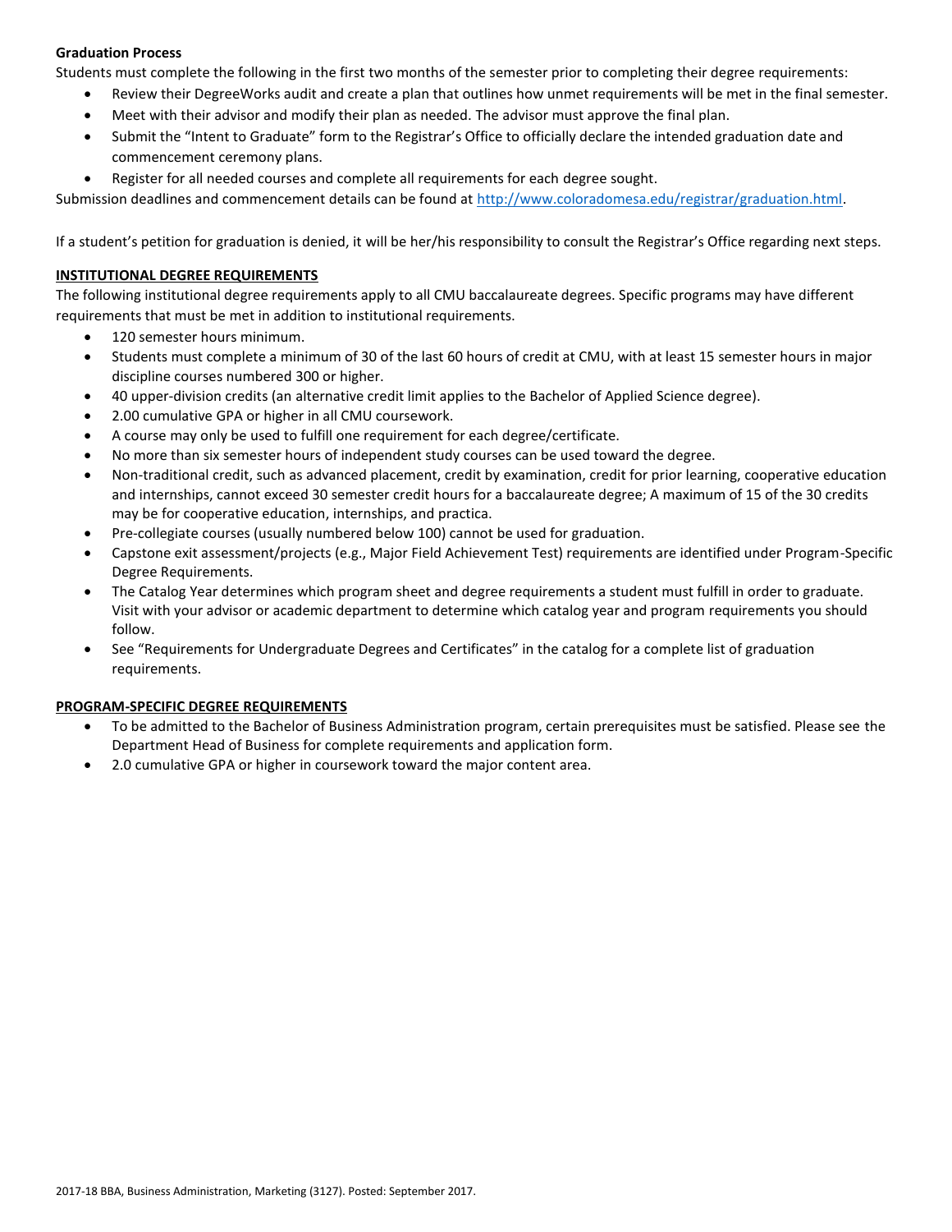**Graduation Process**

Students must complete the following in the first two months of the semester prior to completing their degree requirements:

- Review their DegreeWorks audit and create a plan that outlines how unmet requirements will be met in the final semester.
- Meet with their advisor and modify their plan as needed. The advisor must approve the final plan.
- Submit the "Intent to Graduate" form to the Registrar's Office to officially declare the intended graduation date and commencement ceremony plans.
- Register for all needed courses and complete all requirements for each degree sought.

Submission deadlines and commencement details can be found at http://www.coloradomesa.edu/registrar/graduation.html.

If a student's petition for graduation is denied, it will be her/his responsibility to consult the Registrar's Office regarding next steps.

## INSTITUTIONAL DEGREE REQUIREMENTS

The following institutional degree requirements apply to all CMU baccalaureate degrees. Specific programs may have different requirements that must be met in addition to institutional requirements.

- 120 semester hours minimum.
- Students must complete a minimum of 30 of the last 60 hours of credit at CMU, with at least 15 semester hours in major discipline courses numbered 300 or higher.
- 40 upper-division credits (an alternative credit limit applies to the Bachelor of Applied Science degree).
- 2.00 cumulative GPA or higher in all CMU coursework.
- A course may only be used to fulfill one requirement for each degree/certificate.
- No more than six semester hours of independent study courses can be used toward the degree.
- Non-traditional credit, such as advanced placement, credit by examination, credit for prior learning, cooperative education and internships, cannot exceed 30 semester credit hours for a baccalaureate degree; A maximum of 15 of the 30 credits may be for cooperative education, internships, and practica.
- Pre-collegiate courses (usually numbered below 100) cannot be used for graduation.
- Capstone exit assessment/projects (e.g., Major Field Achievement Test) requirements are identified under Program-Specific Degree Requirements.
- The Catalog Year determines which program sheet and degree requirements a student must fulfill in order to graduate. Visit with your advisor or academic department to determine which catalog year and program requirements you should follow.
- See "Requirements for Undergraduate Degrees and Certificates" in the catalog for a complete list of graduation requirements.

## PROGRAM-SPECIFIC DEGREE REQUIREMENTS

- To be admitted to the Bachelor of Business Administration program, certain prerequisites must be satisfied. Please see the Department Head of Business for complete requirements and application form.
- 2.0 cumulative GPA or higher in coursework toward the major content area.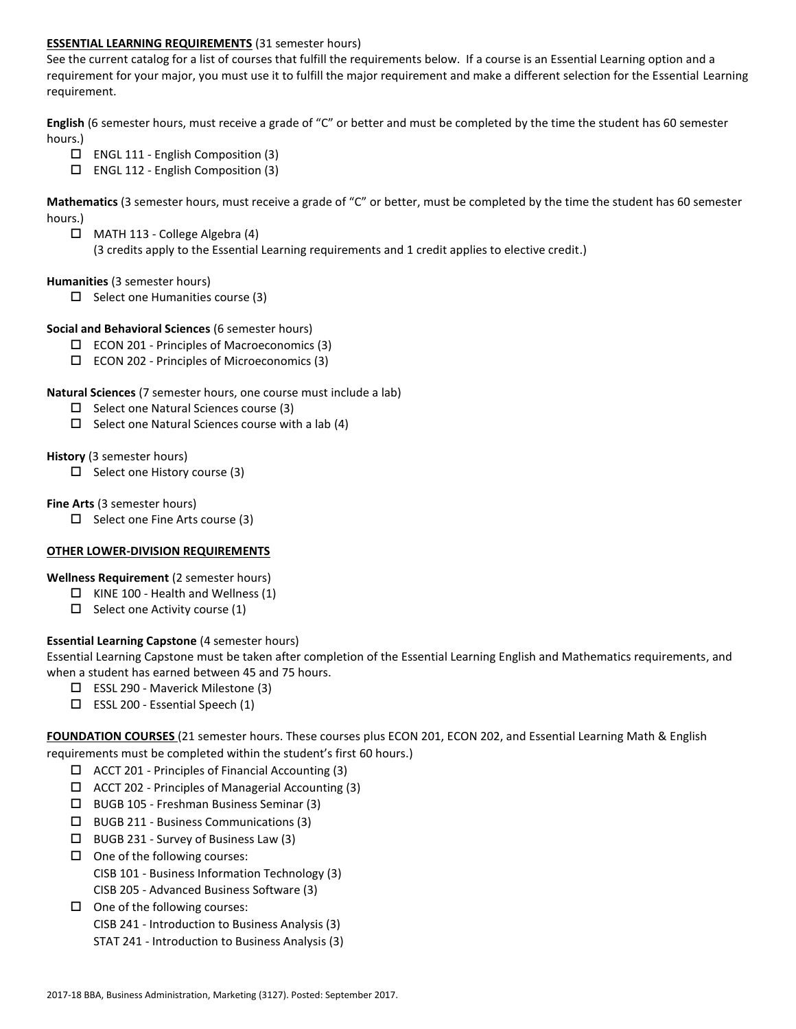**ESSENTIAL LEARNING REQUIREMENTS** (31 semester hours)

See the current catalog for a list of courses that fulfill the requirements below. If a course is an Essential Learning option and a requirement for your major, you must use it to fulfill the major requirement and make a different selection for the Essential Learning requirement.

**English** (6 semester hours, must receive a grade of "C" or better and must be completed by the time the student has 60 semester hours.)

- ☐ ENGL 111 - English Composition (3)
- ☐ ENGL 112 - English Composition (3)

**Mathematics** (3 semester hours, must receive a grade of "C" or better, must be completed by the time the student has 60 semester hours.)

- ☐ MATH 113 - College Algebra (4)
  (3 credits apply to the Essential Learning requirements and 1 credit applies to elective credit.)

**Humanities** (3 semester hours)

- ☐ Select one Humanities course (3)

**Social and Behavioral Sciences** (6 semester hours)

- ☐ ECON 201 - Principles of Macroeconomics (3)
- ☐ ECON 202 - Principles of Microeconomics (3)

**Natural Sciences** (7 semester hours, one course must include a lab)

- ☐ Select one Natural Sciences course (3)
- ☐ Select one Natural Sciences course with a lab (4)

**History** (3 semester hours)

- ☐ Select one History course (3)

**Fine Arts** (3 semester hours)

- ☐ Select one Fine Arts course (3)

**OTHER LOWER-DIVISION REQUIREMENTS**

**Wellness Requirement** (2 semester hours)

- ☐ KINE 100 - Health and Wellness (1)
- ☐ Select one Activity course (1)

**Essential Learning Capstone** (4 semester hours)

Essential Learning Capstone must be taken after completion of the Essential Learning English and Mathematics requirements, and when a student has earned between 45 and 75 hours.

- ☐ ESSL 290 - Maverick Milestone (3)
- ☐ ESSL 200 - Essential Speech (1)

**FOUNDATION COURSES** (21 semester hours. These courses plus ECON 201, ECON 202, and Essential Learning Math & English requirements must be completed within the student's first 60 hours.)

- ☐ ACCT 201 - Principles of Financial Accounting (3)
- ☐ ACCT 202 - Principles of Managerial Accounting (3)
- ☐ BUGB 105 - Freshman Business Seminar (3)
- ☐ BUGB 211 - Business Communications (3)
- ☐ BUGB 231 - Survey of Business Law (3)
- ☐ One of the following courses:
  CISB 101 - Business Information Technology (3)
  CISB 205 - Advanced Business Software (3)
- ☐ One of the following courses:
  CISB 241 - Introduction to Business Analysis (3)
  STAT 241 - Introduction to Business Analysis (3)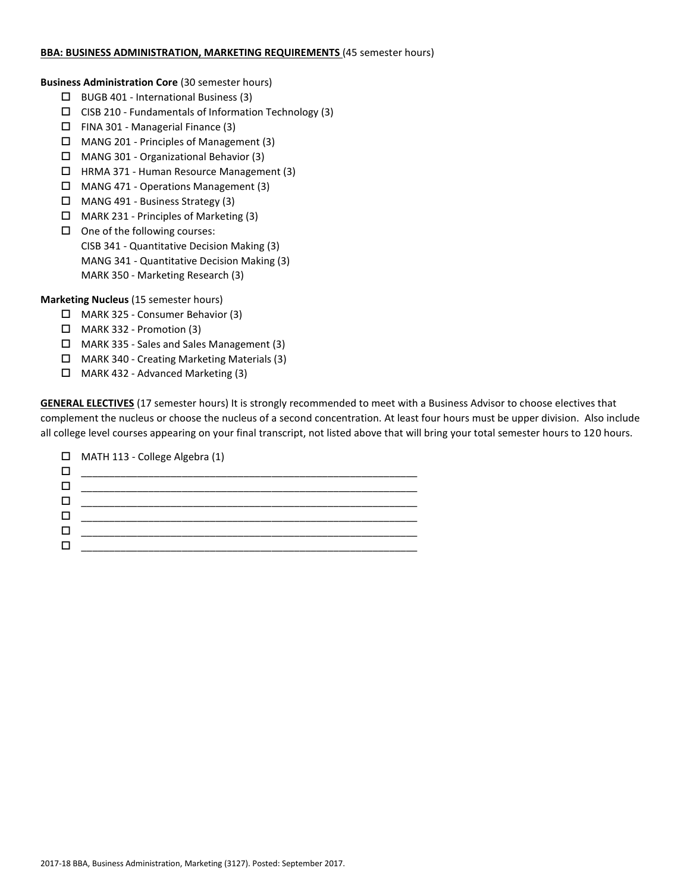**BBA: BUSINESS ADMINISTRATION, MARKETING REQUIREMENTS** (45 semester hours)

**Business Administration Core** (30 semester hours)

- ☐ BUGB 401 - International Business (3)
- ☐ CISB 210 - Fundamentals of Information Technology (3)
- ☐ FINA 301 - Managerial Finance (3)
- ☐ MANG 201 - Principles of Management (3)
- ☐ MANG 301 - Organizational Behavior (3)
- ☐ HRMA 371 - Human Resource Management (3)
- ☐ MANG 471 - Operations Management (3)
- ☐ MANG 491 - Business Strategy (3)
- ☐ MARK 231 - Principles of Marketing (3)
- ☐ One of the following courses:
  CISB 341 - Quantitative Decision Making (3)
  MANG 341 - Quantitative Decision Making (3)
  MARK 350 - Marketing Research (3)

**Marketing Nucleus** (15 semester hours)

- ☐ MARK 325 - Consumer Behavior (3)
- ☐ MARK 332 - Promotion (3)
- ☐ MARK 335 - Sales and Sales Management (3)
- ☐ MARK 340 - Creating Marketing Materials (3)
- ☐ MARK 432 - Advanced Marketing (3)

**GENERAL ELECTIVES** (17 semester hours) It is strongly recommended to meet with a Business Advisor to choose electives that complement the nucleus or choose the nucleus of a second concentration. At least four hours must be upper division. Also include all college level courses appearing on your final transcript, not listed above that will bring your total semester hours to 120 hours.

- ☐ MATH 113 - College Algebra (1)
- ☐ ____________________________________________________________
- ☐ ____________________________________________________________
- ☐ ____________________________________________________________
- ☐ ____________________________________________________________
- ☐ ____________________________________________________________
- ☐ ____________________________________________________________

2017-18 BBA, Business Administration, Marketing (3127). Posted: September 2017.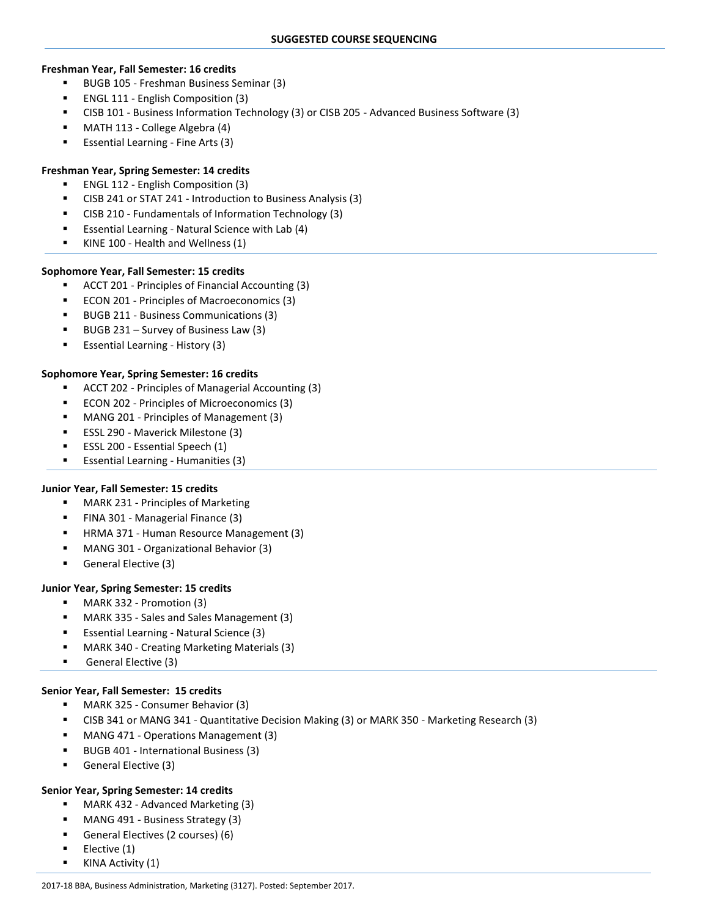## SUGGESTED COURSE SEQUENCING

**Freshman Year, Fall Semester: 16 credits**
- BUGB 105 - Freshman Business Seminar (3)
- ENGL 111 - English Composition (3)
- CISB 101 - Business Information Technology (3) or CISB 205 - Advanced Business Software (3)
- MATH 113 - College Algebra (4)
- Essential Learning - Fine Arts (3)

**Freshman Year, Spring Semester: 14 credits**
- ENGL 112 - English Composition (3)
- CISB 241 or STAT 241 - Introduction to Business Analysis (3)
- CISB 210 - Fundamentals of Information Technology (3)
- Essential Learning - Natural Science with Lab (4)
- KINE 100 - Health and Wellness (1)

**Sophomore Year, Fall Semester: 15 credits**
- ACCT 201 - Principles of Financial Accounting (3)
- ECON 201 - Principles of Macroeconomics (3)
- BUGB 211 - Business Communications (3)
- BUGB 231 – Survey of Business Law (3)
- Essential Learning - History (3)

**Sophomore Year, Spring Semester: 16 credits**
- ACCT 202 - Principles of Managerial Accounting (3)
- ECON 202 - Principles of Microeconomics (3)
- MANG 201 - Principles of Management (3)
- ESSL 290 - Maverick Milestone (3)
- ESSL 200 - Essential Speech (1)
- Essential Learning - Humanities (3)

**Junior Year, Fall Semester: 15 credits**
- MARK 231 - Principles of Marketing
- FINA 301 - Managerial Finance (3)
- HRMA 371 - Human Resource Management (3)
- MANG 301 - Organizational Behavior (3)
- General Elective (3)

**Junior Year, Spring Semester: 15 credits**
- MARK 332 - Promotion (3)
- MARK 335 - Sales and Sales Management (3)
- Essential Learning - Natural Science (3)
- MARK 340 - Creating Marketing Materials (3)
- General Elective (3)

**Senior Year, Fall Semester: 15 credits**
- MARK 325 - Consumer Behavior (3)
- CISB 341 or MANG 341 - Quantitative Decision Making (3) or MARK 350 - Marketing Research (3)
- MANG 471 - Operations Management (3)
- BUGB 401 - International Business (3)
- General Elective (3)

**Senior Year, Spring Semester: 14 credits**
- MARK 432 - Advanced Marketing (3)
- MANG 491 - Business Strategy (3)
- General Electives (2 courses) (6)
- Elective (1)
- KINA Activity (1)

2017-18 BBA, Business Administration, Marketing (3127). Posted: September 2017.